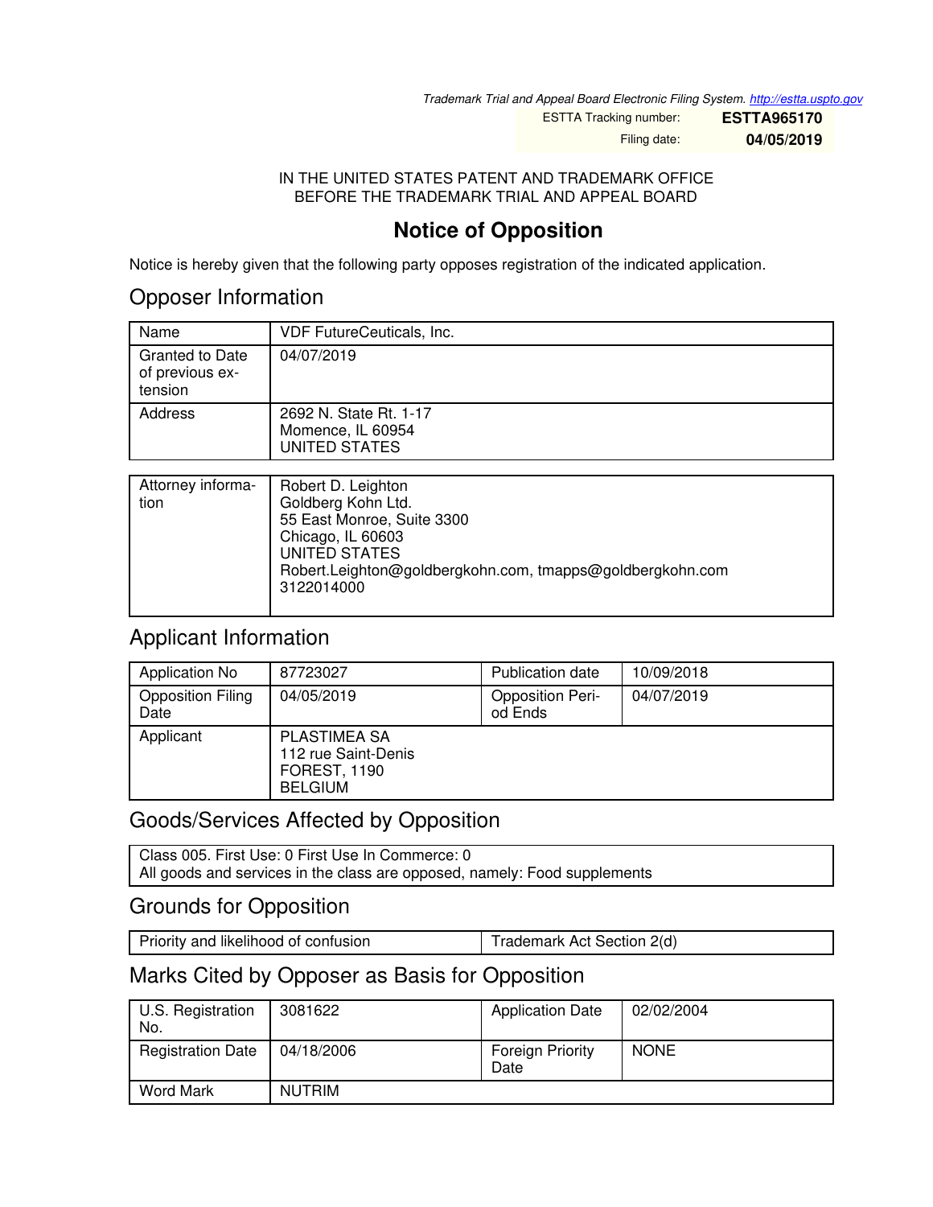*Trademark Trial and Appeal Board Electronic Filing System. http://estta.uspto.gov*

| ESTTA Tracking number: | **ESTTA965170** |
| --- | --- |
| Filing date: | **04/05/2019** |

IN THE UNITED STATES PATENT AND TRADEMARK OFFICE
BEFORE THE TRADEMARK TRIAL AND APPEAL BOARD

# Notice of Opposition

Notice is hereby given that the following party opposes registration of the indicated application.

## Opposer Information

| Name | VDF FutureCeuticals, Inc. |
| --- | --- |
| Granted to Date of previous extension | 04/07/2019 |
| Address | 2692 N. State Rt. 1-17<br>Momence, IL 60954<br>UNITED STATES |

| Attorney information | Robert D. Leighton<br>Goldberg Kohn Ltd.<br>55 East Monroe, Suite 3300<br>Chicago, IL 60603<br>UNITED STATES<br>Robert.Leighton@goldbergkohn.com, tmapps@goldbergkohn.com<br>3122014000 |
| --- | --- |

## Applicant Information

| Application No | 87723027 | Publication date | 10/09/2018 |
| --- | --- | --- | --- |
| Opposition Filing Date | 04/05/2019 | Opposition Period Ends | 04/07/2019 |
| Applicant | PLASTIMEA SA<br>112 rue Saint-Denis<br>FOREST, 1190<br>BELGIUM | | |

## Goods/Services Affected by Opposition

| Class 005. First Use: 0 First Use In Commerce: 0<br>All goods and services in the class are opposed, namely: Food supplements |
| --- |

## Grounds for Opposition

| Priority and likelihood of confusion | Trademark Act Section 2(d) |
| --- | --- |

## Marks Cited by Opposer as Basis for Opposition

| U.S. Registration No. | 3081622 | Application Date | 02/02/2004 |
| --- | --- | --- | --- |
| Registration Date | 04/18/2006 | Foreign Priority Date | NONE |
| Word Mark | NUTRIM | | |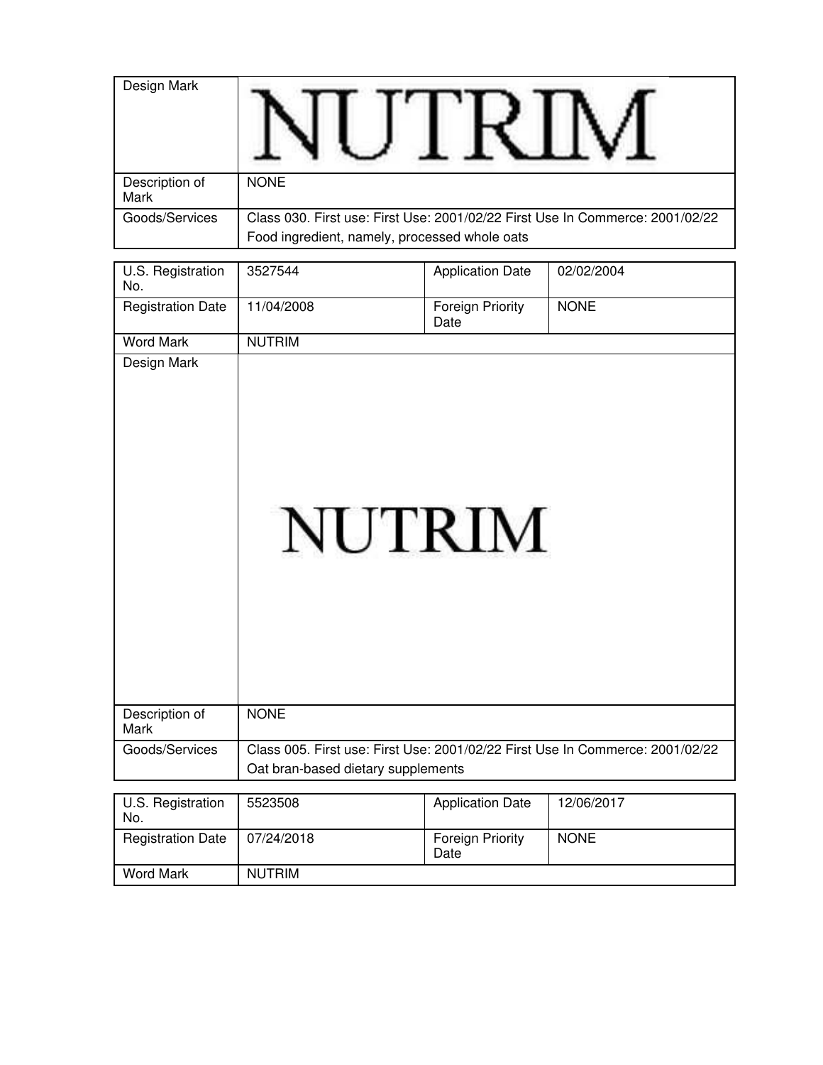| Design Mark | NUTRIM |
| --- | --- |
| Description of Mark | NONE |
| Goods/Services | Class 030. First use: First Use: 2001/02/22 First Use In Commerce: 2001/02/22<br>Food ingredient, namely, processed whole oats |

| U.S. Registration No. | 3527544 | Application Date | 02/02/2004 |
| --- | --- | --- | --- |
| Registration Date | 11/04/2008 | Foreign Priority Date | NONE |
| Word Mark | NUTRIM | | |
| Design Mark | NUTRIM | | |
| Description of Mark | NONE | | |
| Goods/Services | Class 005. First use: First Use: 2001/02/22 First Use In Commerce: 2001/02/22<br>Oat bran-based dietary supplements | | |

| U.S. Registration No. | 5523508 | Application Date | 12/06/2017 |
| --- | --- | --- | --- |
| Registration Date | 07/24/2018 | Foreign Priority Date | NONE |
| Word Mark | NUTRIM | | |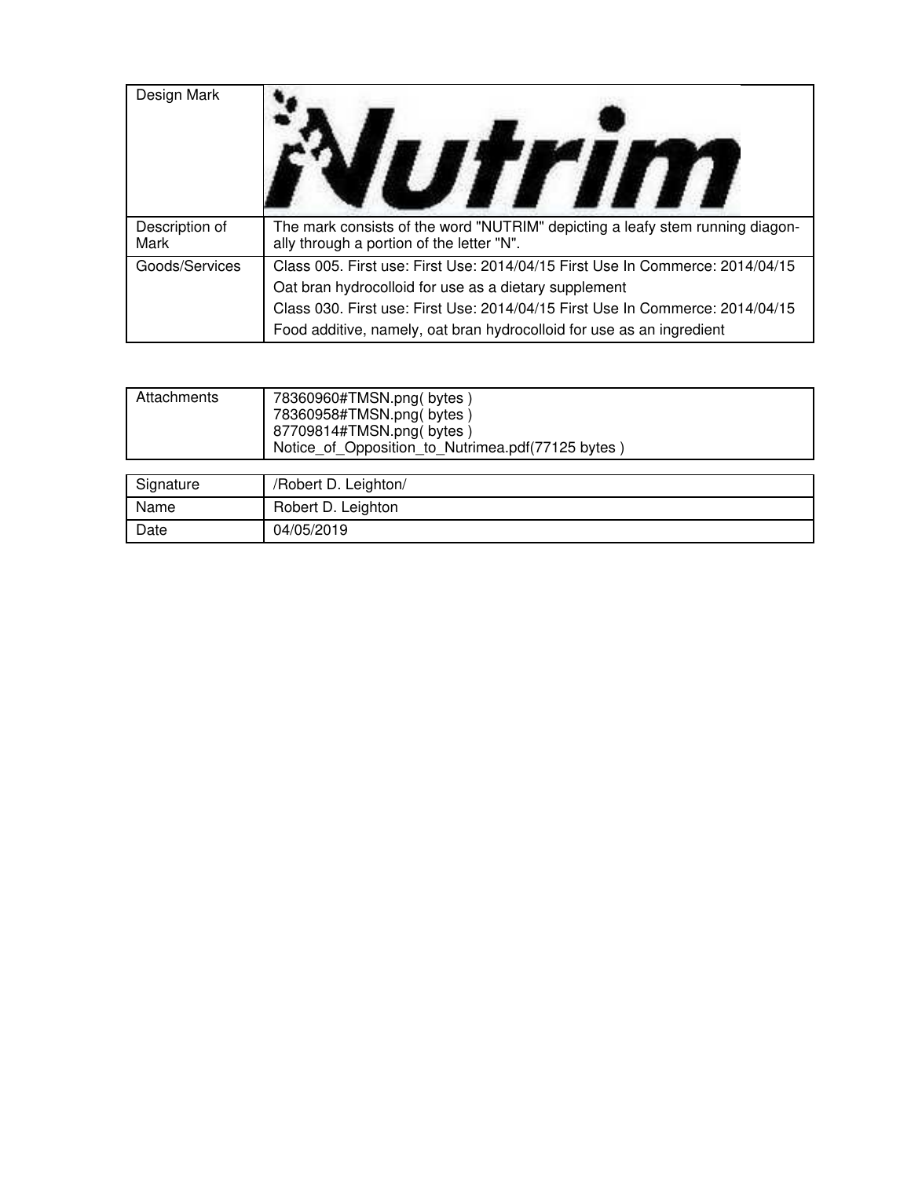| Design Mark | |
|---|---|
| Description of Mark | The mark consists of the word "NUTRIM" depicting a leafy stem running diagonally through a portion of the letter "N". |
| Goods/Services | Class 005. First use: First Use: 2014/04/15 First Use In Commerce: 2014/04/15<br>Oat bran hydrocolloid for use as a dietary supplement<br>Class 030. First use: First Use: 2014/04/15 First Use In Commerce: 2014/04/15<br>Food additive, namely, oat bran hydrocolloid for use as an ingredient |

| Attachments | 78360960#TMSN.png( bytes )<br>78360958#TMSN.png( bytes )<br>87709814#TMSN.png( bytes )<br>Notice_of_Opposition_to_Nutrimea.pdf(77125 bytes ) |
|---|---|

| Signature | /Robert D. Leighton/ |
|---|---|
| Name | Robert D. Leighton |
| Date | 04/05/2019 |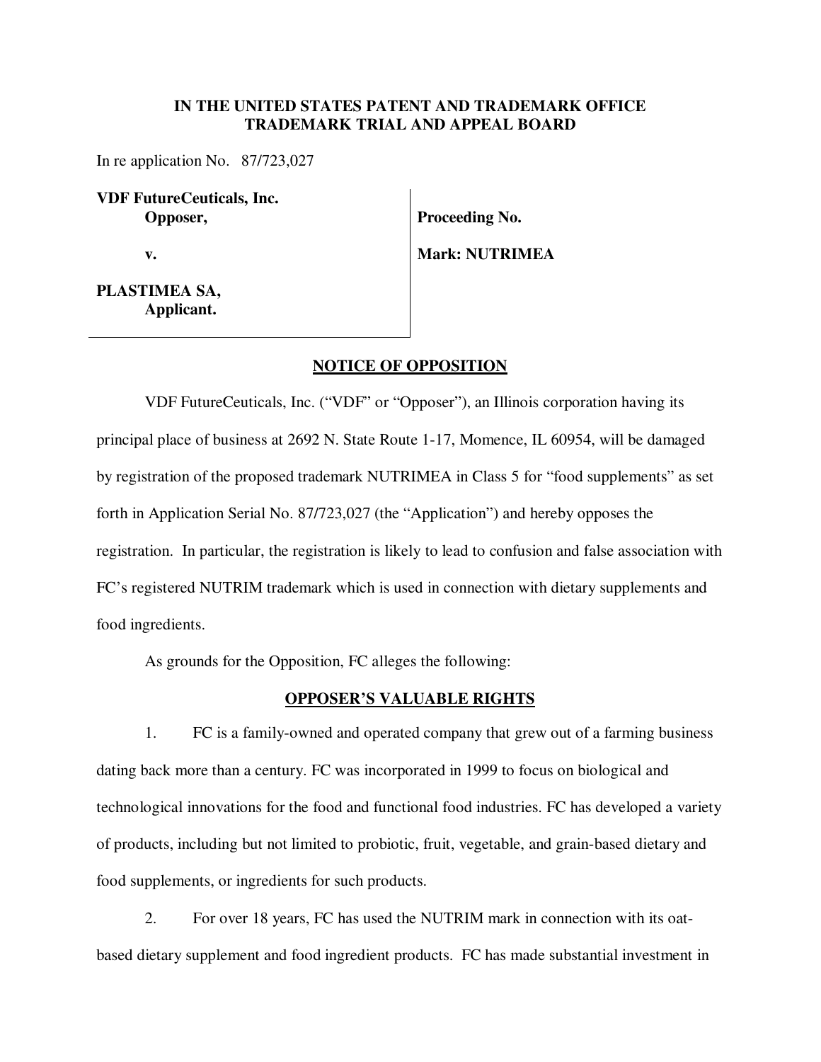**IN THE UNITED STATES PATENT AND TRADEMARK OFFICE**
**TRADEMARK TRIAL AND APPEAL BOARD**

In re application No. 87/723,027

| | |
|---|---|
| **VDF FutureCeuticals, Inc.** **Opposer,** | **Proceeding No.** |
| **v.** | **Mark: NUTRIMEA** |
| **PLASTIMEA SA,** **Applicant.** | |

## NOTICE OF OPPOSITION

VDF FutureCeuticals, Inc. ("VDF" or "Opposer"), an Illinois corporation having its principal place of business at 2692 N. State Route 1-17, Momence, IL 60954, will be damaged by registration of the proposed trademark NUTRIMEA in Class 5 for "food supplements" as set forth in Application Serial No. 87/723,027 (the "Application") and hereby opposes the registration. In particular, the registration is likely to lead to confusion and false association with FC's registered NUTRIM trademark which is used in connection with dietary supplements and food ingredients.

As grounds for the Opposition, FC alleges the following:

## OPPOSER'S VALUABLE RIGHTS

1. FC is a family-owned and operated company that grew out of a farming business dating back more than a century. FC was incorporated in 1999 to focus on biological and technological innovations for the food and functional food industries. FC has developed a variety of products, including but not limited to probiotic, fruit, vegetable, and grain-based dietary and food supplements, or ingredients for such products.

2. For over 18 years, FC has used the NUTRIM mark in connection with its oat-based dietary supplement and food ingredient products. FC has made substantial investment in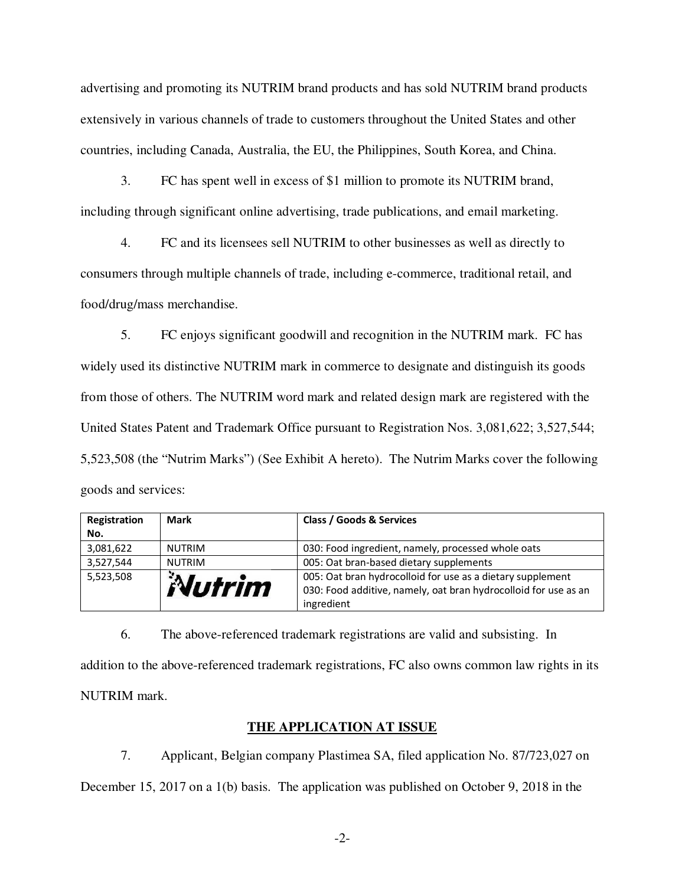advertising and promoting its NUTRIM brand products and has sold NUTRIM brand products extensively in various channels of trade to customers throughout the United States and other countries, including Canada, Australia, the EU, the Philippines, South Korea, and China.

3. FC has spent well in excess of $1 million to promote its NUTRIM brand, including through significant online advertising, trade publications, and email marketing.

4. FC and its licensees sell NUTRIM to other businesses as well as directly to consumers through multiple channels of trade, including e-commerce, traditional retail, and food/drug/mass merchandise.

5. FC enjoys significant goodwill and recognition in the NUTRIM mark. FC has widely used its distinctive NUTRIM mark in commerce to designate and distinguish its goods from those of others. The NUTRIM word mark and related design mark are registered with the United States Patent and Trademark Office pursuant to Registration Nos. 3,081,622; 3,527,544; 5,523,508 (the "Nutrim Marks") (See Exhibit A hereto). The Nutrim Marks cover the following goods and services:

| Registration No. | Mark | Class / Goods & Services |
|---|---|---|
| 3,081,622 | NUTRIM | 030: Food ingredient, namely, processed whole oats |
| 3,527,544 | NUTRIM | 005: Oat bran-based dietary supplements |
| 5,523,508 | Nutrim | 005: Oat bran hydrocolloid for use as a dietary supplement<br>030: Food additive, namely, oat bran hydrocolloid for use as an ingredient |

6. The above-referenced trademark registrations are valid and subsisting. In addition to the above-referenced trademark registrations, FC also owns common law rights in its NUTRIM mark.

## THE APPLICATION AT ISSUE

7. Applicant, Belgian company Plastimea SA, filed application No. 87/723,027 on December 15, 2017 on a 1(b) basis. The application was published on October 9, 2018 in the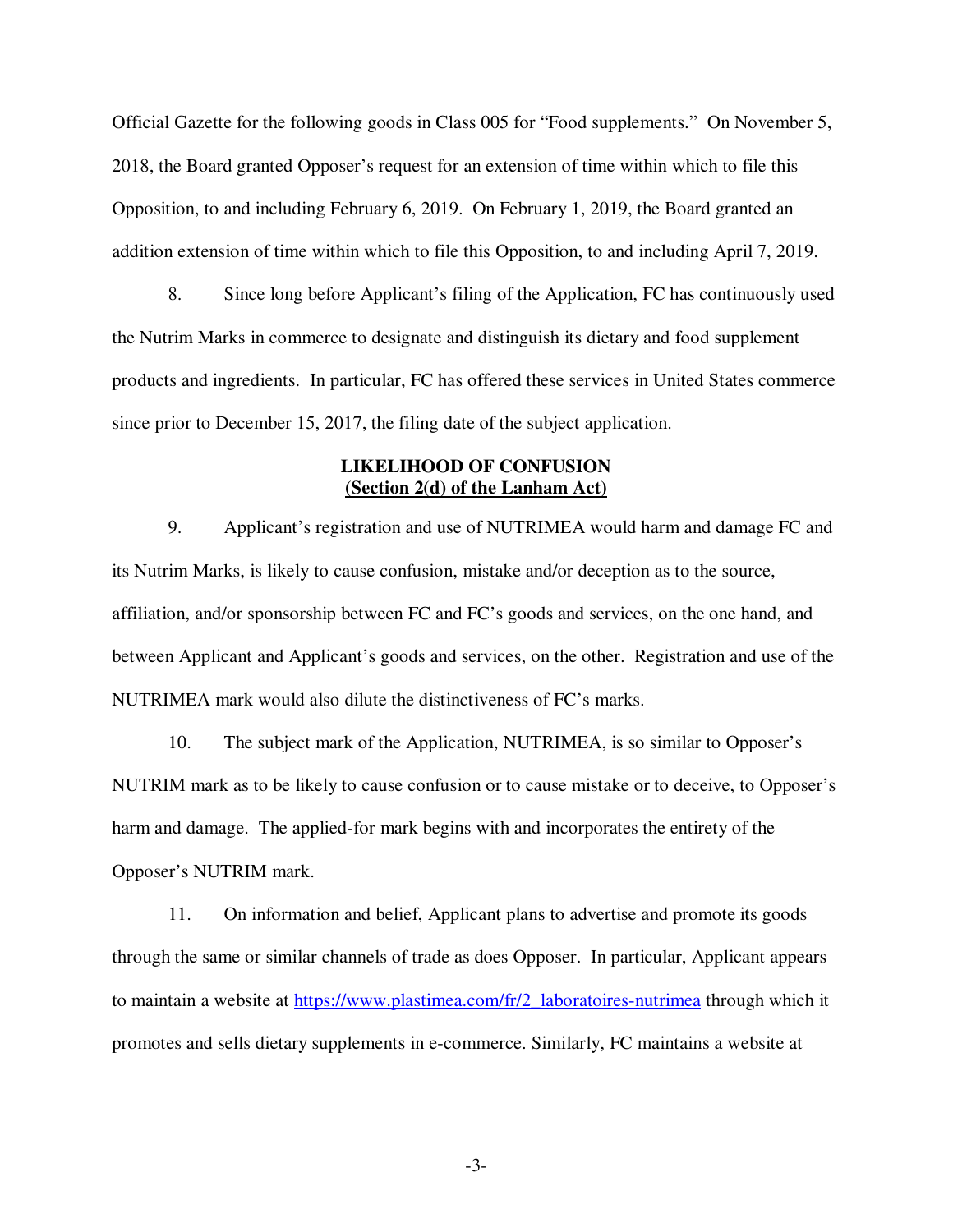Official Gazette for the following goods in Class 005 for "Food supplements." On November 5, 2018, the Board granted Opposer's request for an extension of time within which to file this Opposition, to and including February 6, 2019. On February 1, 2019, the Board granted an addition extension of time within which to file this Opposition, to and including April 7, 2019.

8. Since long before Applicant's filing of the Application, FC has continuously used the Nutrim Marks in commerce to designate and distinguish its dietary and food supplement products and ingredients. In particular, FC has offered these services in United States commerce since prior to December 15, 2017, the filing date of the subject application.

**LIKELIHOOD OF CONFUSION**
**<u>(Section 2(d) of the Lanham Act)</u>**

9. Applicant's registration and use of NUTRIMEA would harm and damage FC and its Nutrim Marks, is likely to cause confusion, mistake and/or deception as to the source, affiliation, and/or sponsorship between FC and FC's goods and services, on the one hand, and between Applicant and Applicant's goods and services, on the other. Registration and use of the NUTRIMEA mark would also dilute the distinctiveness of FC's marks.

10. The subject mark of the Application, NUTRIMEA, is so similar to Opposer's NUTRIM mark as to be likely to cause confusion or to cause mistake or to deceive, to Opposer's harm and damage. The applied-for mark begins with and incorporates the entirety of the Opposer's NUTRIM mark.

11. On information and belief, Applicant plans to advertise and promote its goods through the same or similar channels of trade as does Opposer. In particular, Applicant appears to maintain a website at https://www.plastimea.com/fr/2_laboratoires-nutrimea through which it promotes and sells dietary supplements in e-commerce. Similarly, FC maintains a website at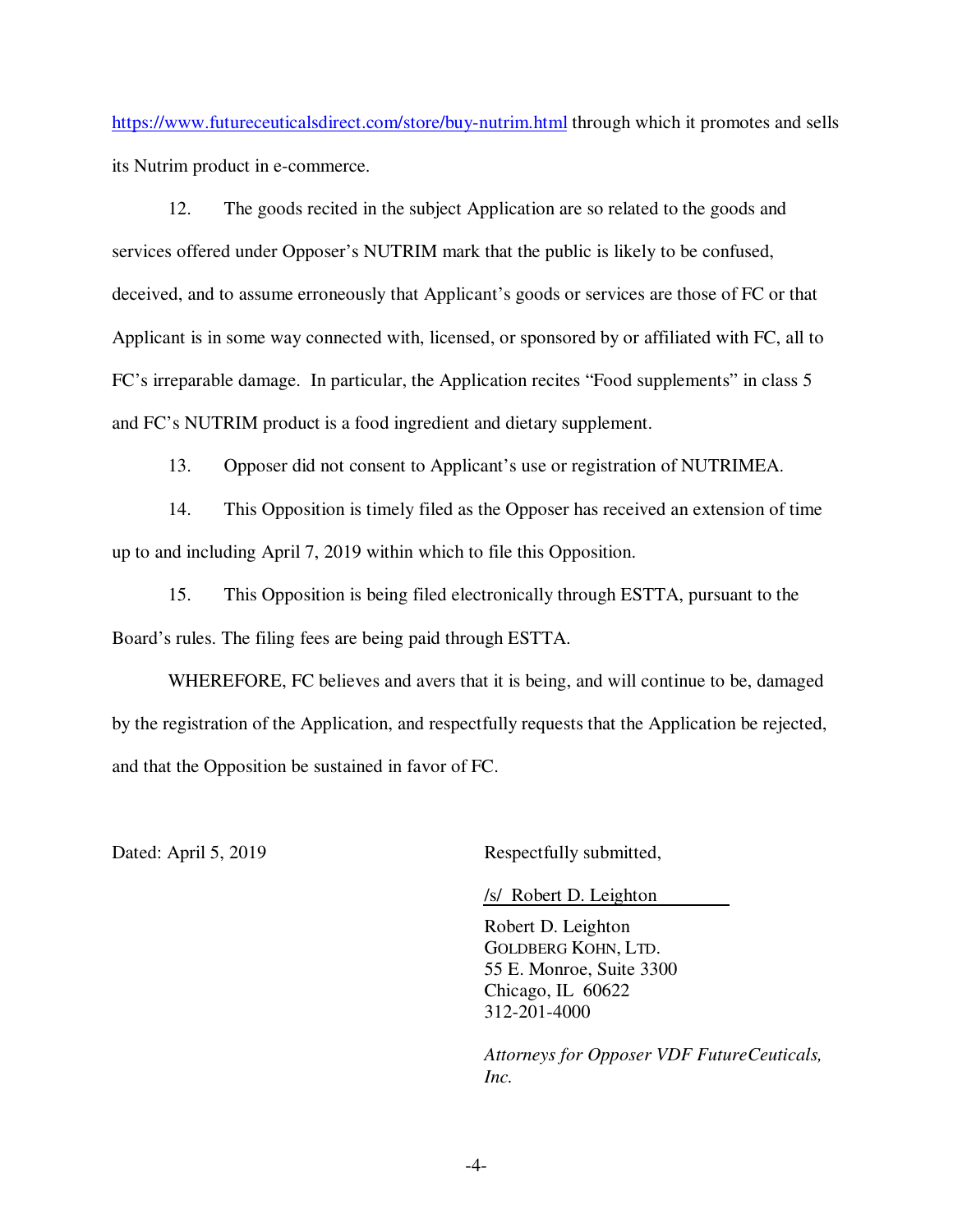https://www.futureceuticalsdirect.com/store/buy-nutrim.html through which it promotes and sells its Nutrim product in e-commerce.

12. The goods recited in the subject Application are so related to the goods and services offered under Opposer's NUTRIM mark that the public is likely to be confused, deceived, and to assume erroneously that Applicant's goods or services are those of FC or that Applicant is in some way connected with, licensed, or sponsored by or affiliated with FC, all to FC's irreparable damage. In particular, the Application recites "Food supplements" in class 5 and FC's NUTRIM product is a food ingredient and dietary supplement.

13. Opposer did not consent to Applicant's use or registration of NUTRIMEA.

14. This Opposition is timely filed as the Opposer has received an extension of time up to and including April 7, 2019 within which to file this Opposition.

15. This Opposition is being filed electronically through ESTTA, pursuant to the Board's rules. The filing fees are being paid through ESTTA.

WHEREFORE, FC believes and avers that it is being, and will continue to be, damaged by the registration of the Application, and respectfully requests that the Application be rejected, and that the Opposition be sustained in favor of FC.

Dated: April 5, 2019

Respectfully submitted,

/s/ Robert D. Leighton

Robert D. Leighton
GOLDBERG KOHN, LTD.
55 E. Monroe, Suite 3300
Chicago, IL 60622
312-201-4000

*Attorneys for Opposer VDF FutureCeuticals, Inc.*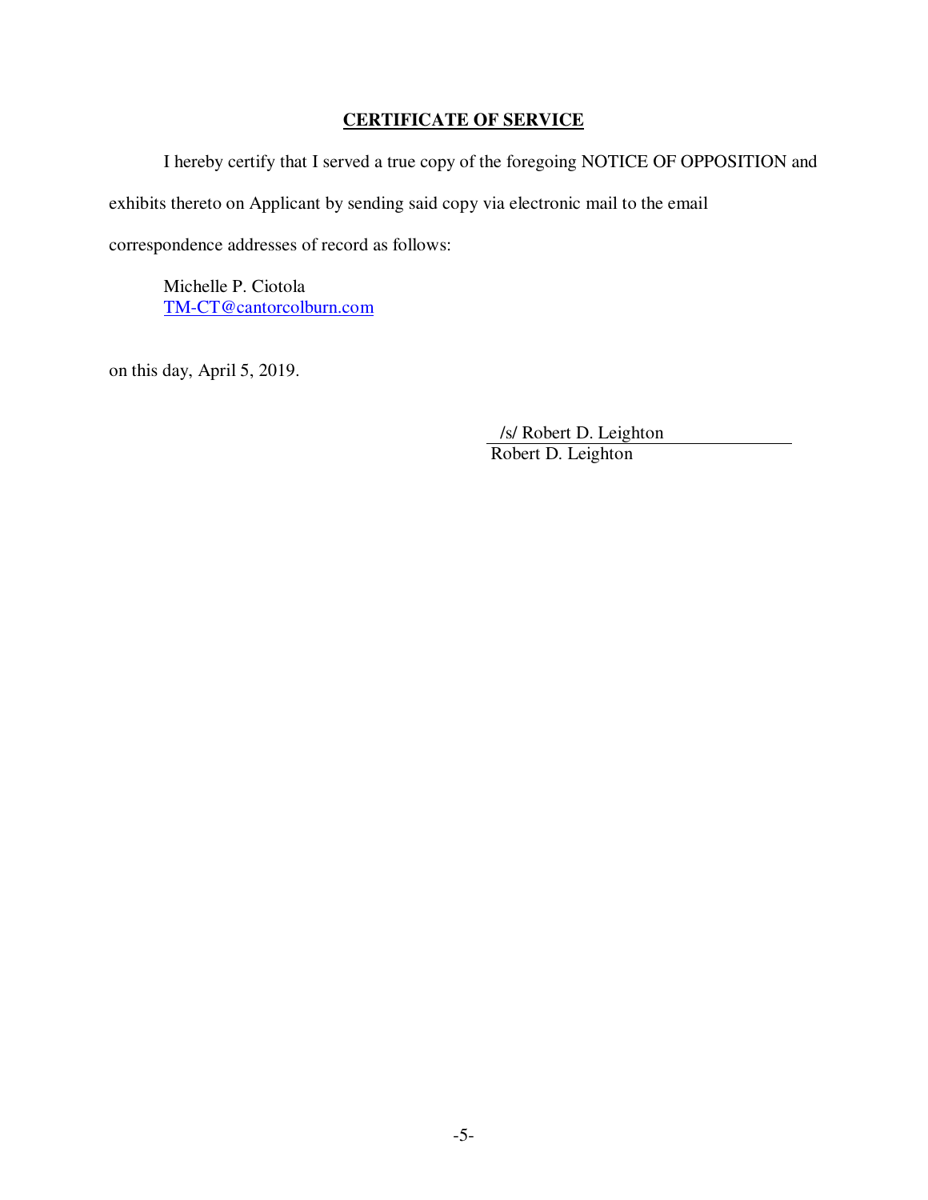# CERTIFICATE OF SERVICE

I hereby certify that I served a true copy of the foregoing NOTICE OF OPPOSITION and exhibits thereto on Applicant by sending said copy via electronic mail to the email correspondence addresses of record as follows:

Michelle P. Ciotola
TM-CT@cantorcolburn.com

on this day, April 5, 2019.

/s/ Robert D. Leighton
Robert D. Leighton